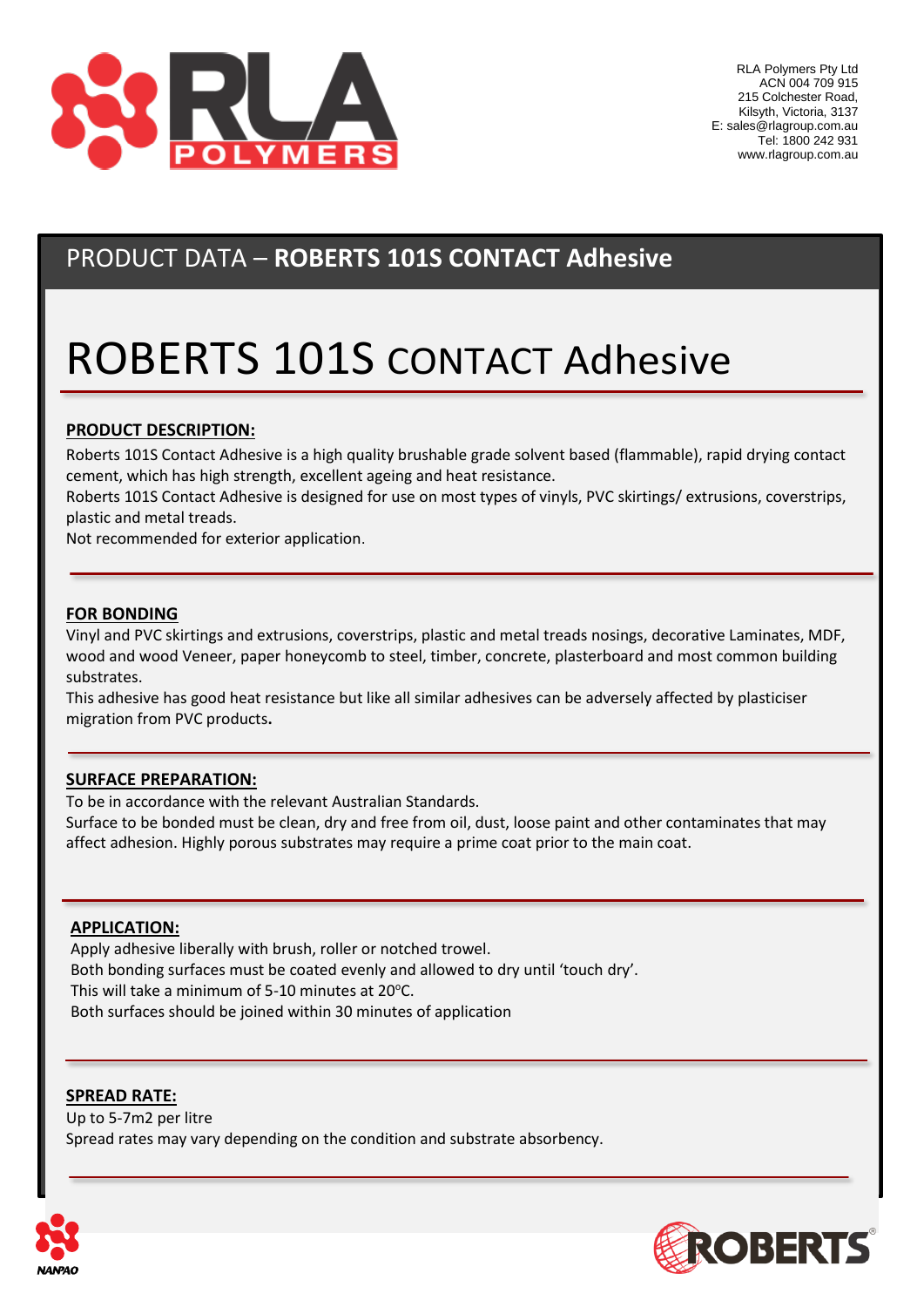RLA Polymers Pty Ltd
ACN 004 709 915
215 Colchester Road,
Kilsyth, Victoria, 3137
E: sales@rlagroup.com.au
Tel: 1800 242 931
www.rlagroup.com.au

PRODUCT DATA – **ROBERTS 101S CONTACT Adhesive**

# ROBERTS 101S CONTACT Adhesive

**PRODUCT DESCRIPTION:**

Roberts 101S Contact Adhesive is a high quality brushable grade solvent based (flammable), rapid drying contact cement, which has high strength, excellent ageing and heat resistance.

Roberts 101S Contact Adhesive is designed for use on most types of vinyls, PVC skirtings/ extrusions, coverstrips, plastic and metal treads.

Not recommended for exterior application.

**FOR BONDING**

Vinyl and PVC skirtings and extrusions, coverstrips, plastic and metal treads nosings, decorative Laminates, MDF, wood and wood Veneer, paper honeycomb to steel, timber, concrete, plasterboard and most common building substrates.

This adhesive has good heat resistance but like all similar adhesives can be adversely affected by plasticiser migration from PVC products.

**SURFACE PREPARATION:**

To be in accordance with the relevant Australian Standards.

Surface to be bonded must be clean, dry and free from oil, dust, loose paint and other contaminates that may affect adhesion. Highly porous substrates may require a prime coat prior to the main coat.

**APPLICATION:**

Apply adhesive liberally with brush, roller or notched trowel.

Both bonding surfaces must be coated evenly and allowed to dry until 'touch dry'.

This will take a minimum of 5-10 minutes at 20ºC.

Both surfaces should be joined within 30 minutes of application

**SPREAD RATE:**

Up to 5-7m2 per litre

Spread rates may vary depending on the condition and substrate absorbency.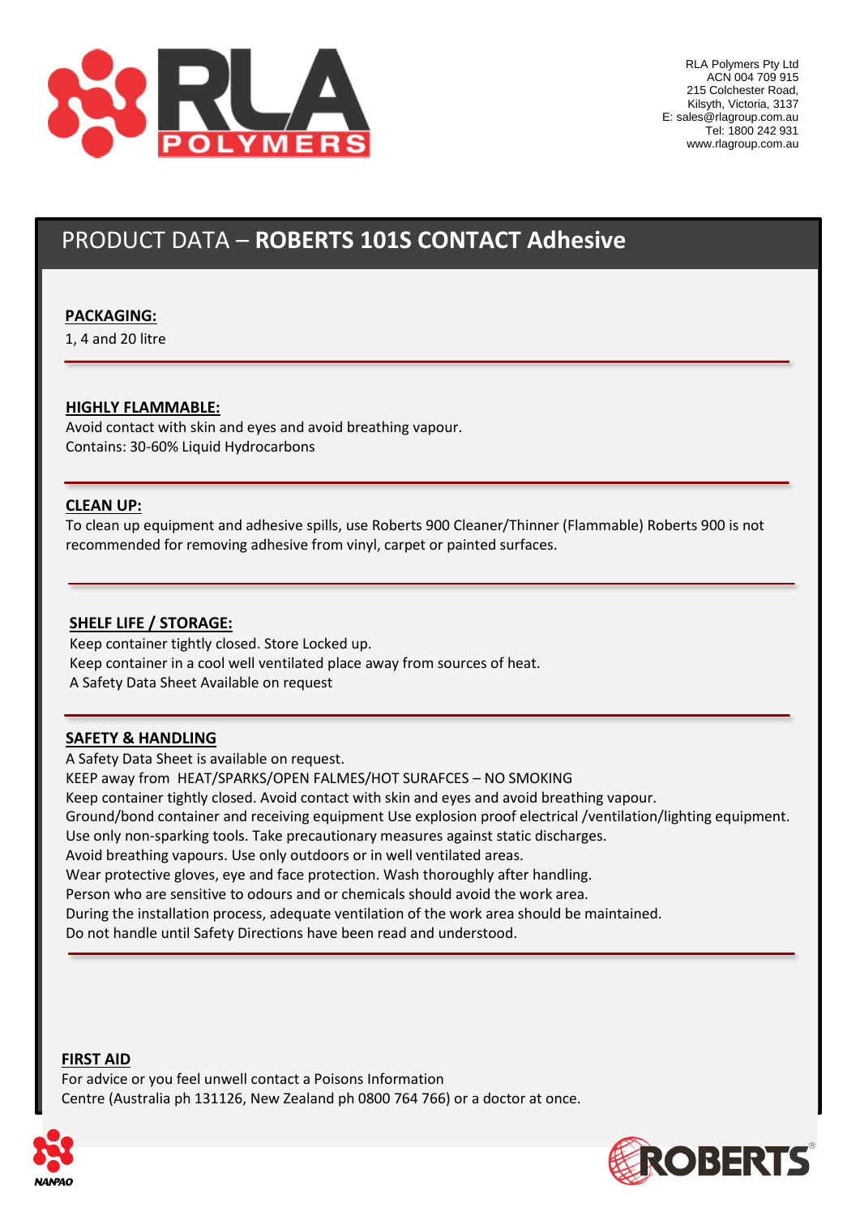RLA Polymers Pty Ltd
ACN 004 709 915
215 Colchester Road,
Kilsyth, Victoria, 3137
E: sales@rlagroup.com.au
Tel: 1800 242 931
www.rlagroup.com.au

# PRODUCT DATA – **ROBERTS 101S CONTACT Adhesive**

**PACKAGING:**

1, 4 and 20 litre

---

**HIGHLY FLAMMABLE:**

Avoid contact with skin and eyes and avoid breathing vapour.
Contains: 30-60% Liquid Hydrocarbons

---

**CLEAN UP:**

To clean up equipment and adhesive spills, use Roberts 900 Cleaner/Thinner (Flammable) Roberts 900 is not recommended for removing adhesive from vinyl, carpet or painted surfaces.

---

**SHELF LIFE / STORAGE:**

Keep container tightly closed. Store Locked up.
Keep container in a cool well ventilated place away from sources of heat.
A Safety Data Sheet Available on request

---

**SAFETY & HANDLING**

A Safety Data Sheet is available on request.
KEEP away from HEAT/SPARKS/OPEN FALMES/HOT SURAFCES – NO SMOKING
Keep container tightly closed. Avoid contact with skin and eyes and avoid breathing vapour.
Ground/bond container and receiving equipment Use explosion proof electrical /ventilation/lighting equipment.
Use only non-sparking tools. Take precautionary measures against static discharges.
Avoid breathing vapours. Use only outdoors or in well ventilated areas.
Wear protective gloves, eye and face protection. Wash thoroughly after handling.
Person who are sensitive to odours and or chemicals should avoid the work area.
During the installation process, adequate ventilation of the work area should be maintained.
Do not handle until Safety Directions have been read and understood.

---

**FIRST AID**

For advice or you feel unwell contact a Poisons Information
Centre (Australia ph 131126, New Zealand ph 0800 764 766) or a doctor at once.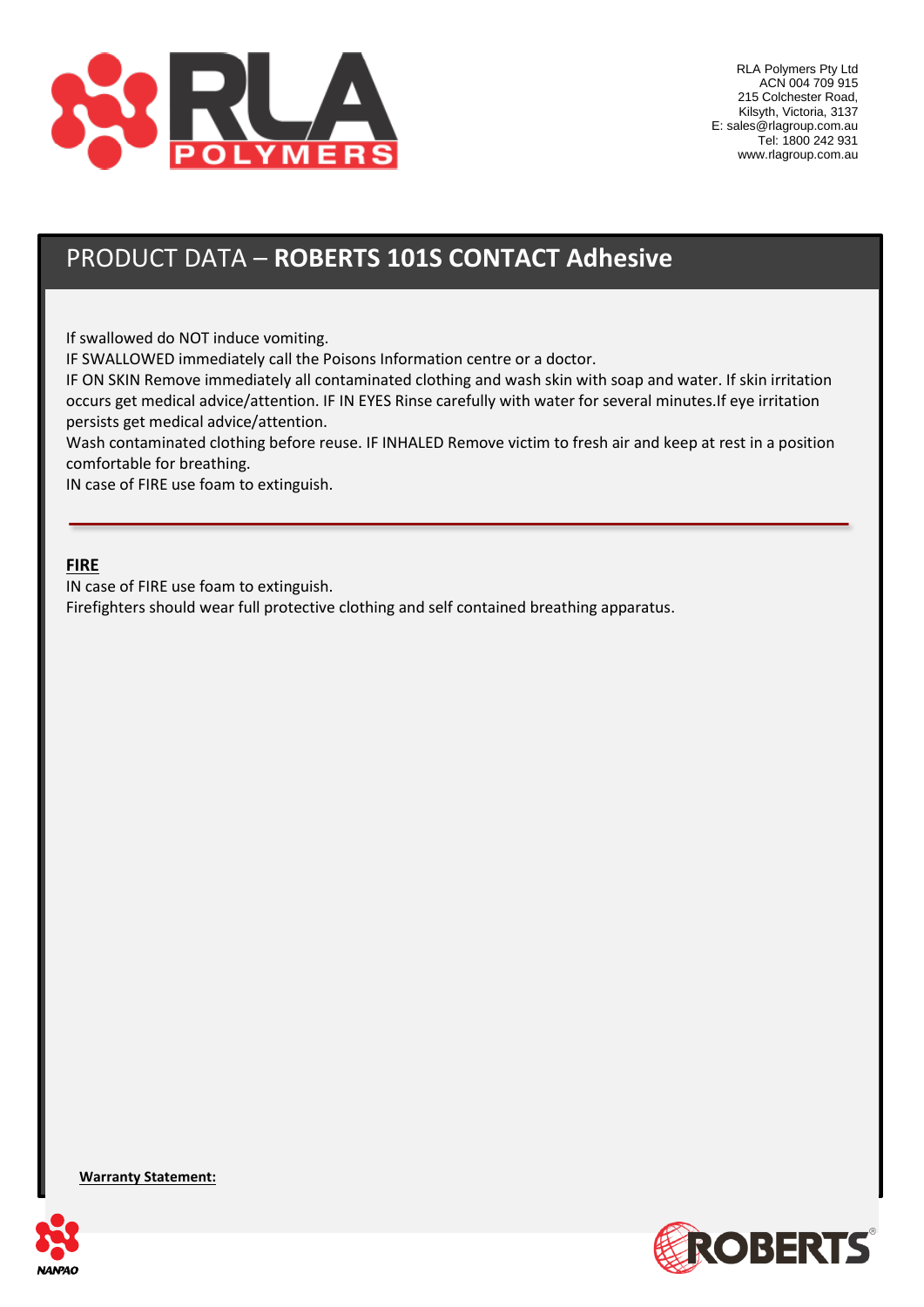# PRODUCT DATA – **ROBERTS 101S CONTACT Adhesive**

If swallowed do NOT induce vomiting.
IF SWALLOWED immediately call the Poisons Information centre or a doctor.
IF ON SKIN Remove immediately all contaminated clothing and wash skin with soap and water. If skin irritation occurs get medical advice/attention. IF IN EYES Rinse carefully with water for several minutes.If eye irritation persists get medical advice/attention.
Wash contaminated clothing before reuse. IF INHALED Remove victim to fresh air and keep at rest in a position comfortable for breathing.
IN case of FIRE use foam to extinguish.

---

**FIRE**

IN case of FIRE use foam to extinguish.
Firefighters should wear full protective clothing and self contained breathing apparatus.

**Warranty Statement:**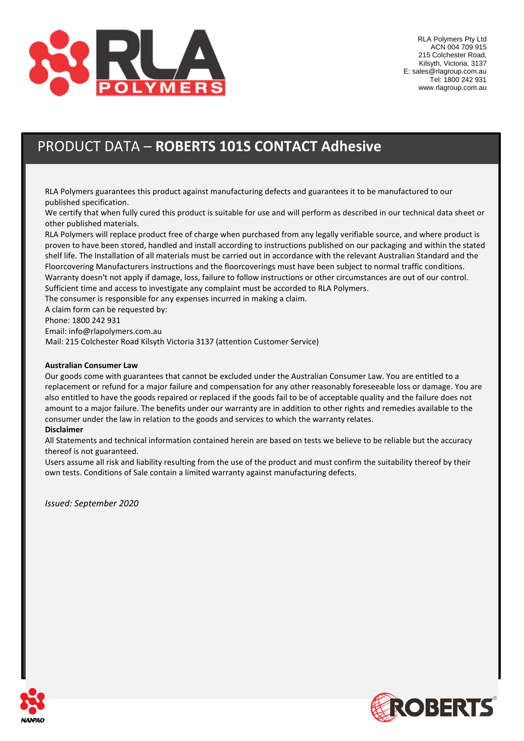RLA Polymers Pty Ltd
ACN 004 709 915
215 Colchester Road,
Kilsyth, Victoria, 3137
E: sales@rlagroup.com.au
Tel: 1800 242 931
www.rlagroup.com.au

# PRODUCT DATA – **ROBERTS 101S CONTACT Adhesive**

RLA Polymers guarantees this product against manufacturing defects and guarantees it to be manufactured to our published specification.
We certify that when fully cured this product is suitable for use and will perform as described in our technical data sheet or other published materials.
RLA Polymers will replace product free of charge when purchased from any legally verifiable source, and where product is proven to have been stored, handled and install according to instructions published on our packaging and within the stated shelf life. The Installation of all materials must be carried out in accordance with the relevant Australian Standard and the Floorcovering Manufacturers instructions and the floorcoverings must have been subject to normal traffic conditions.
Warranty doesn't not apply if damage, loss, failure to follow instructions or other circumstances are out of our control.
Sufficient time and access to investigate any complaint must be accorded to RLA Polymers.
The consumer is responsible for any expenses incurred in making a claim.
A claim form can be requested by:
Phone: 1800 242 931
Email: info@rlapolymers.com.au
Mail: 215 Colchester Road Kilsyth Victoria 3137 (attention Customer Service)

**Australian Consumer Law**

Our goods come with guarantees that cannot be excluded under the Australian Consumer Law. You are entitled to a replacement or refund for a major failure and compensation for any other reasonably foreseeable loss or damage. You are also entitled to have the goods repaired or replaced if the goods fail to be of acceptable quality and the failure does not amount to a major failure. The benefits under our warranty are in addition to other rights and remedies available to the consumer under the law in relation to the goods and services to which the warranty relates.

**Disclaimer**

All Statements and technical information contained herein are based on tests we believe to be reliable but the accuracy thereof is not guaranteed.
Users assume all risk and liability resulting from the use of the product and must confirm the suitability thereof by their own tests. Conditions of Sale contain a limited warranty against manufacturing defects.

*Issued: September 2020*